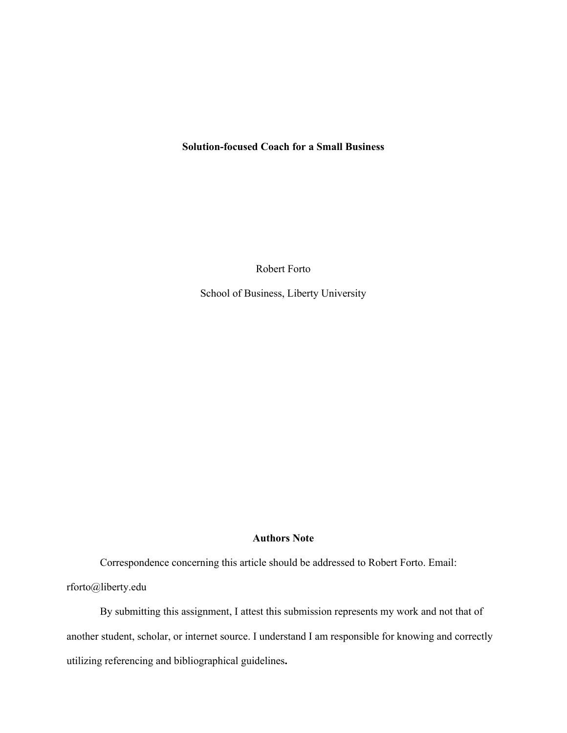# Solution-focused Coach for a Small Business

Robert Forto

School of Business, Liberty University

## Authors Note

Correspondence concerning this article should be addressed to Robert Forto. Email: rforto@liberty.edu

By submitting this assignment, I attest this submission represents my work and not that of another student, scholar, or internet source. I understand I am responsible for knowing and correctly utilizing referencing and bibliographical guidelines**.**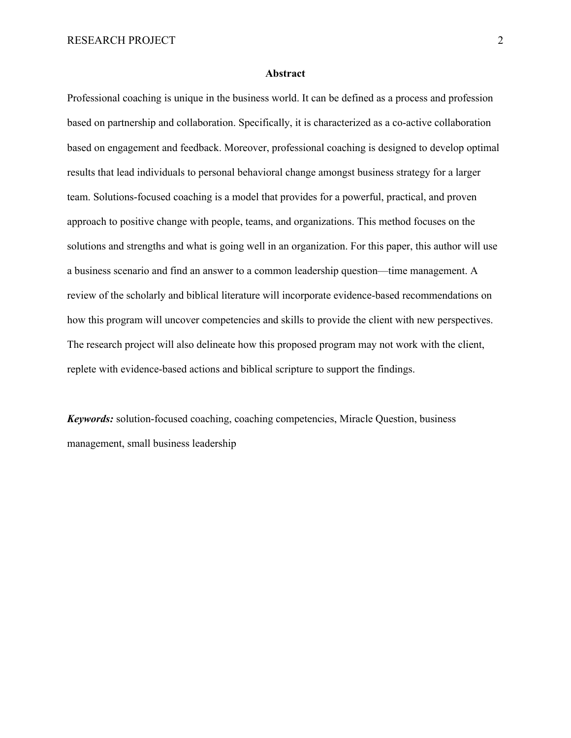## Abstract

Professional coaching is unique in the business world. It can be defined as a process and profession based on partnership and collaboration. Specifically, it is characterized as a co-active collaboration based on engagement and feedback. Moreover, professional coaching is designed to develop optimal results that lead individuals to personal behavioral change amongst business strategy for a larger team. Solutions-focused coaching is a model that provides for a powerful, practical, and proven approach to positive change with people, teams, and organizations. This method focuses on the solutions and strengths and what is going well in an organization. For this paper, this author will use a business scenario and find an answer to a common leadership question—time management. A review of the scholarly and biblical literature will incorporate evidence-based recommendations on how this program will uncover competencies and skills to provide the client with new perspectives. The research project will also delineate how this proposed program may not work with the client, replete with evidence-based actions and biblical scripture to support the findings.

***Keywords:*** solution-focused coaching, coaching competencies, Miracle Question, business management, small business leadership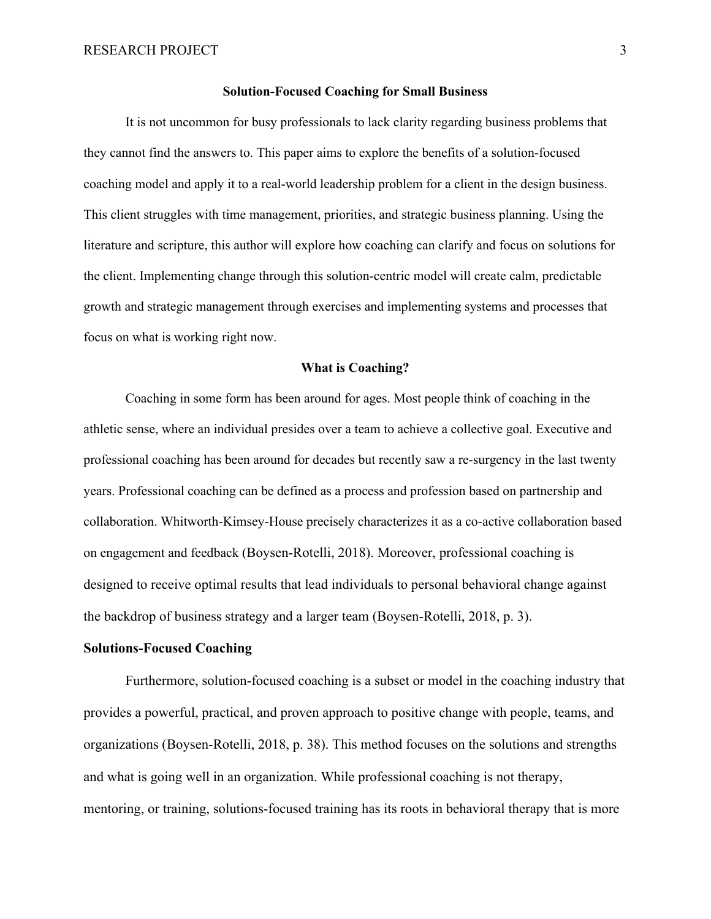# Solution-Focused Coaching for Small Business

It is not uncommon for busy professionals to lack clarity regarding business problems that they cannot find the answers to. This paper aims to explore the benefits of a solution-focused coaching model and apply it to a real-world leadership problem for a client in the design business. This client struggles with time management, priorities, and strategic business planning. Using the literature and scripture, this author will explore how coaching can clarify and focus on solutions for the client. Implementing change through this solution-centric model will create calm, predictable growth and strategic management through exercises and implementing systems and processes that focus on what is working right now.

## What is Coaching?

Coaching in some form has been around for ages. Most people think of coaching in the athletic sense, where an individual presides over a team to achieve a collective goal. Executive and professional coaching has been around for decades but recently saw a re-surgency in the last twenty years. Professional coaching can be defined as a process and profession based on partnership and collaboration. Whitworth-Kimsey-House precisely characterizes it as a co-active collaboration based on engagement and feedback (Boysen-Rotelli, 2018). Moreover, professional coaching is designed to receive optimal results that lead individuals to personal behavioral change against the backdrop of business strategy and a larger team (Boysen-Rotelli, 2018, p. 3).

### Solutions-Focused Coaching

Furthermore, solution-focused coaching is a subset or model in the coaching industry that provides a powerful, practical, and proven approach to positive change with people, teams, and organizations (Boysen-Rotelli, 2018, p. 38). This method focuses on the solutions and strengths and what is going well in an organization. While professional coaching is not therapy, mentoring, or training, solutions-focused training has its roots in behavioral therapy that is more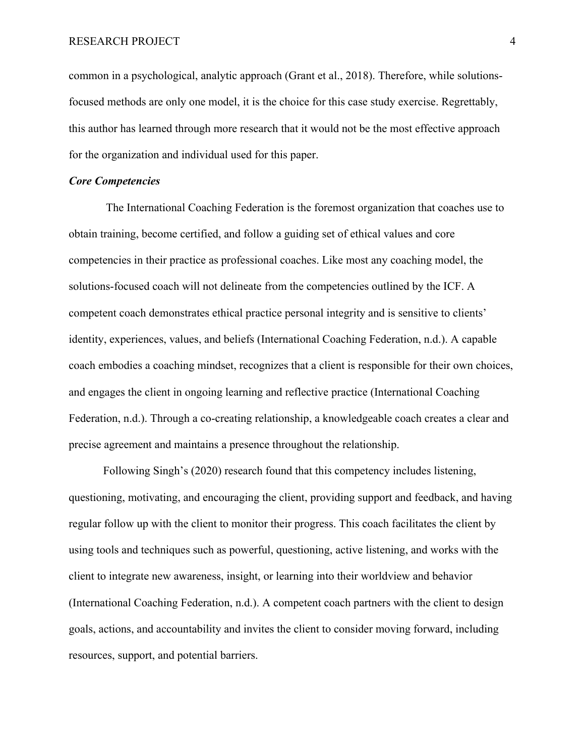common in a psychological, analytic approach (Grant et al., 2018). Therefore, while solutions-focused methods are only one model, it is the choice for this case study exercise. Regrettably, this author has learned through more research that it would not be the most effective approach for the organization and individual used for this paper.

***Core Competencies***

The International Coaching Federation is the foremost organization that coaches use to obtain training, become certified, and follow a guiding set of ethical values and core competencies in their practice as professional coaches. Like most any coaching model, the solutions-focused coach will not delineate from the competencies outlined by the ICF. A competent coach demonstrates ethical practice personal integrity and is sensitive to clients' identity, experiences, values, and beliefs (International Coaching Federation, n.d.). A capable coach embodies a coaching mindset, recognizes that a client is responsible for their own choices, and engages the client in ongoing learning and reflective practice (International Coaching Federation, n.d.). Through a co-creating relationship, a knowledgeable coach creates a clear and precise agreement and maintains a presence throughout the relationship.

Following Singh's (2020) research found that this competency includes listening, questioning, motivating, and encouraging the client, providing support and feedback, and having regular follow up with the client to monitor their progress. This coach facilitates the client by using tools and techniques such as powerful, questioning, active listening, and works with the client to integrate new awareness, insight, or learning into their worldview and behavior (International Coaching Federation, n.d.). A competent coach partners with the client to design goals, actions, and accountability and invites the client to consider moving forward, including resources, support, and potential barriers.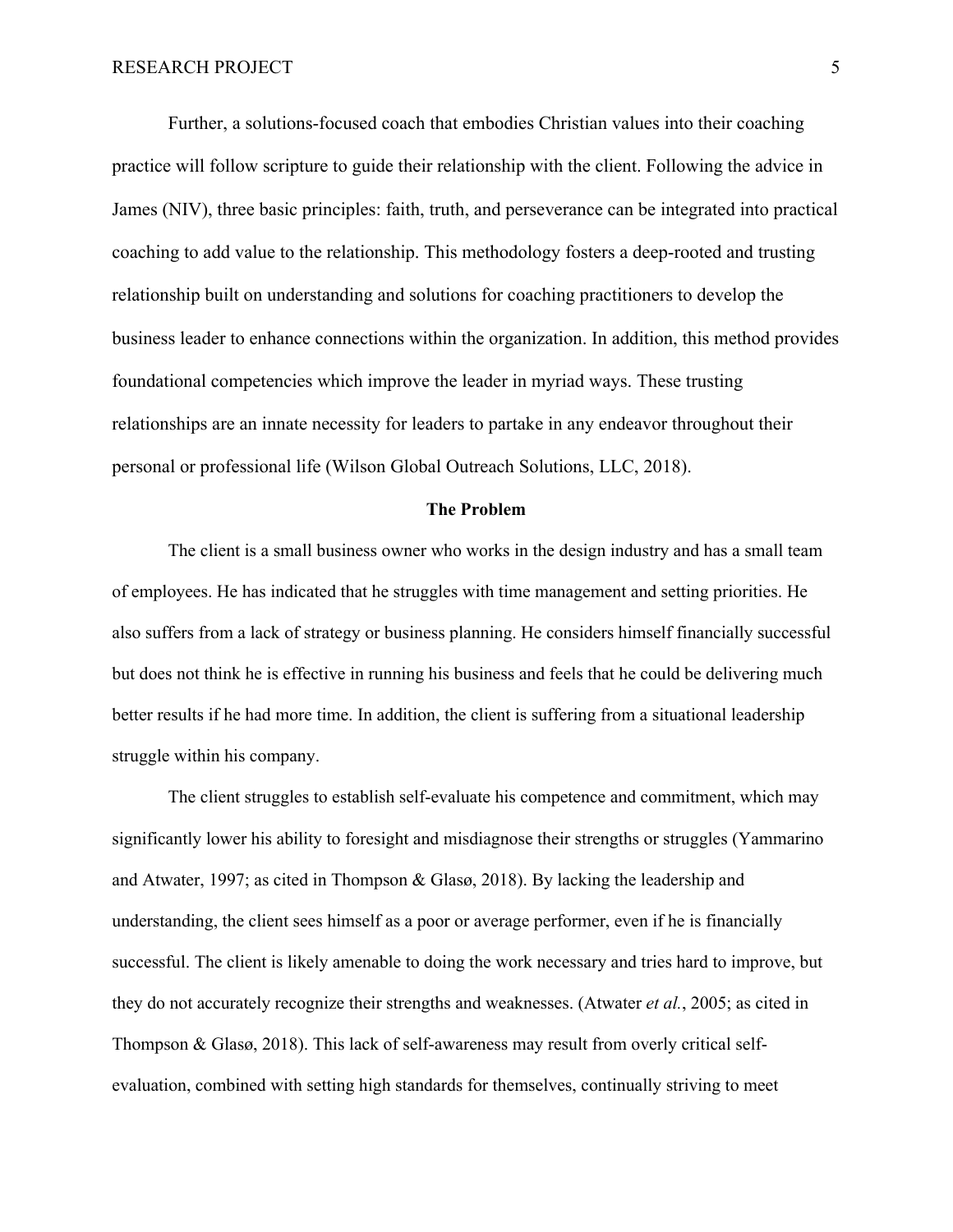Further, a solutions-focused coach that embodies Christian values into their coaching practice will follow scripture to guide their relationship with the client. Following the advice in James (NIV), three basic principles: faith, truth, and perseverance can be integrated into practical coaching to add value to the relationship. This methodology fosters a deep-rooted and trusting relationship built on understanding and solutions for coaching practitioners to develop the business leader to enhance connections within the organization. In addition, this method provides foundational competencies which improve the leader in myriad ways. These trusting relationships are an innate necessity for leaders to partake in any endeavor throughout their personal or professional life (Wilson Global Outreach Solutions, LLC, 2018).

## The Problem

The client is a small business owner who works in the design industry and has a small team of employees. He has indicated that he struggles with time management and setting priorities. He also suffers from a lack of strategy or business planning. He considers himself financially successful but does not think he is effective in running his business and feels that he could be delivering much better results if he had more time. In addition, the client is suffering from a situational leadership struggle within his company.

The client struggles to establish self-evaluate his competence and commitment, which may significantly lower his ability to foresight and misdiagnose their strengths or struggles (Yammarino and Atwater, 1997; as cited in Thompson & Glasø, 2018). By lacking the leadership and understanding, the client sees himself as a poor or average performer, even if he is financially successful. The client is likely amenable to doing the work necessary and tries hard to improve, but they do not accurately recognize their strengths and weaknesses. (Atwater *et al.*, 2005; as cited in Thompson & Glasø, 2018). This lack of self-awareness may result from overly critical self-evaluation, combined with setting high standards for themselves, continually striving to meet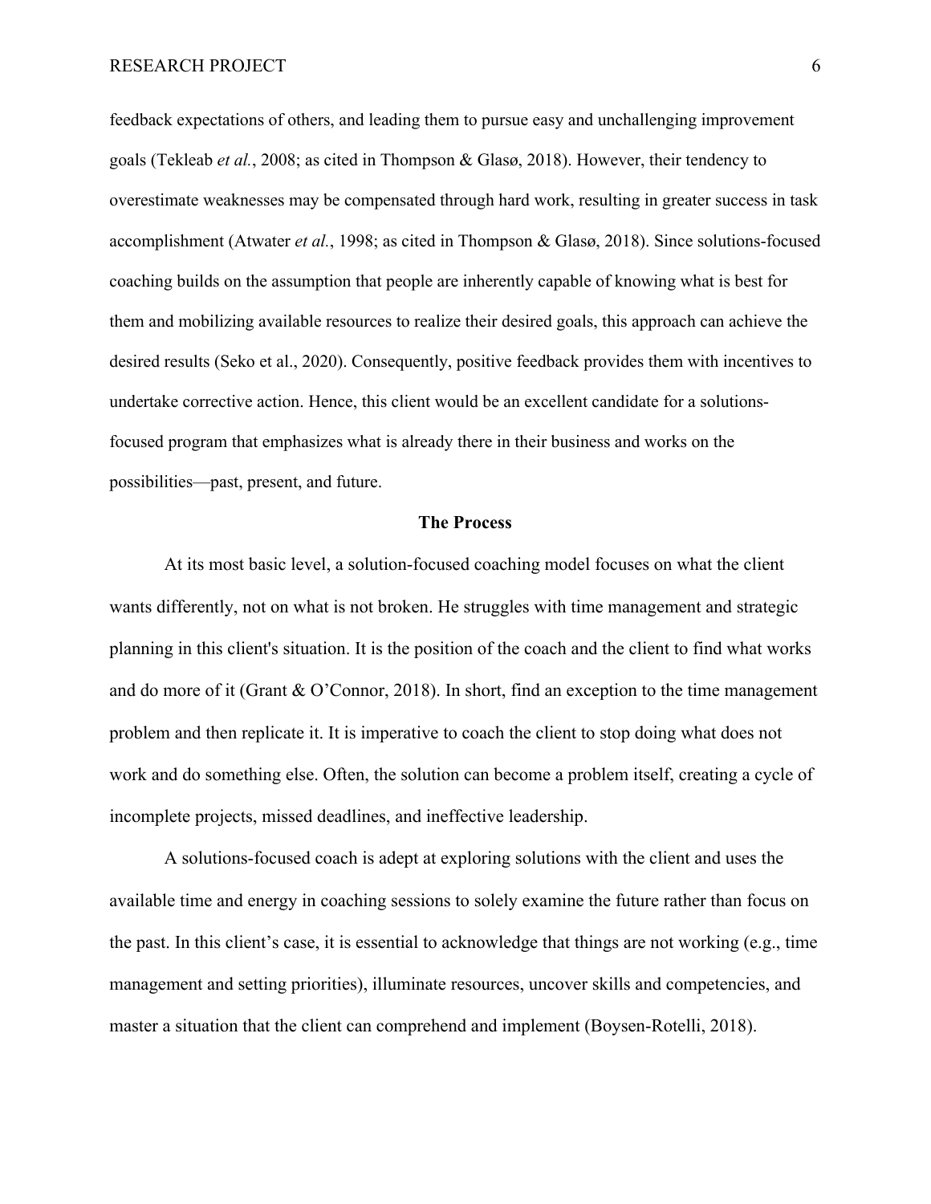feedback expectations of others, and leading them to pursue easy and unchallenging improvement goals (Tekleab *et al.*, 2008; as cited in Thompson & Glasø, 2018). However, their tendency to overestimate weaknesses may be compensated through hard work, resulting in greater success in task accomplishment (Atwater *et al.*, 1998; as cited in Thompson & Glasø, 2018). Since solutions-focused coaching builds on the assumption that people are inherently capable of knowing what is best for them and mobilizing available resources to realize their desired goals, this approach can achieve the desired results (Seko et al., 2020). Consequently, positive feedback provides them with incentives to undertake corrective action. Hence, this client would be an excellent candidate for a solutions-focused program that emphasizes what is already there in their business and works on the possibilities—past, present, and future.

## The Process

At its most basic level, a solution-focused coaching model focuses on what the client wants differently, not on what is not broken. He struggles with time management and strategic planning in this client's situation. It is the position of the coach and the client to find what works and do more of it (Grant & O'Connor, 2018). In short, find an exception to the time management problem and then replicate it. It is imperative to coach the client to stop doing what does not work and do something else. Often, the solution can become a problem itself, creating a cycle of incomplete projects, missed deadlines, and ineffective leadership.

A solutions-focused coach is adept at exploring solutions with the client and uses the available time and energy in coaching sessions to solely examine the future rather than focus on the past. In this client's case, it is essential to acknowledge that things are not working (e.g., time management and setting priorities), illuminate resources, uncover skills and competencies, and master a situation that the client can comprehend and implement (Boysen-Rotelli, 2018).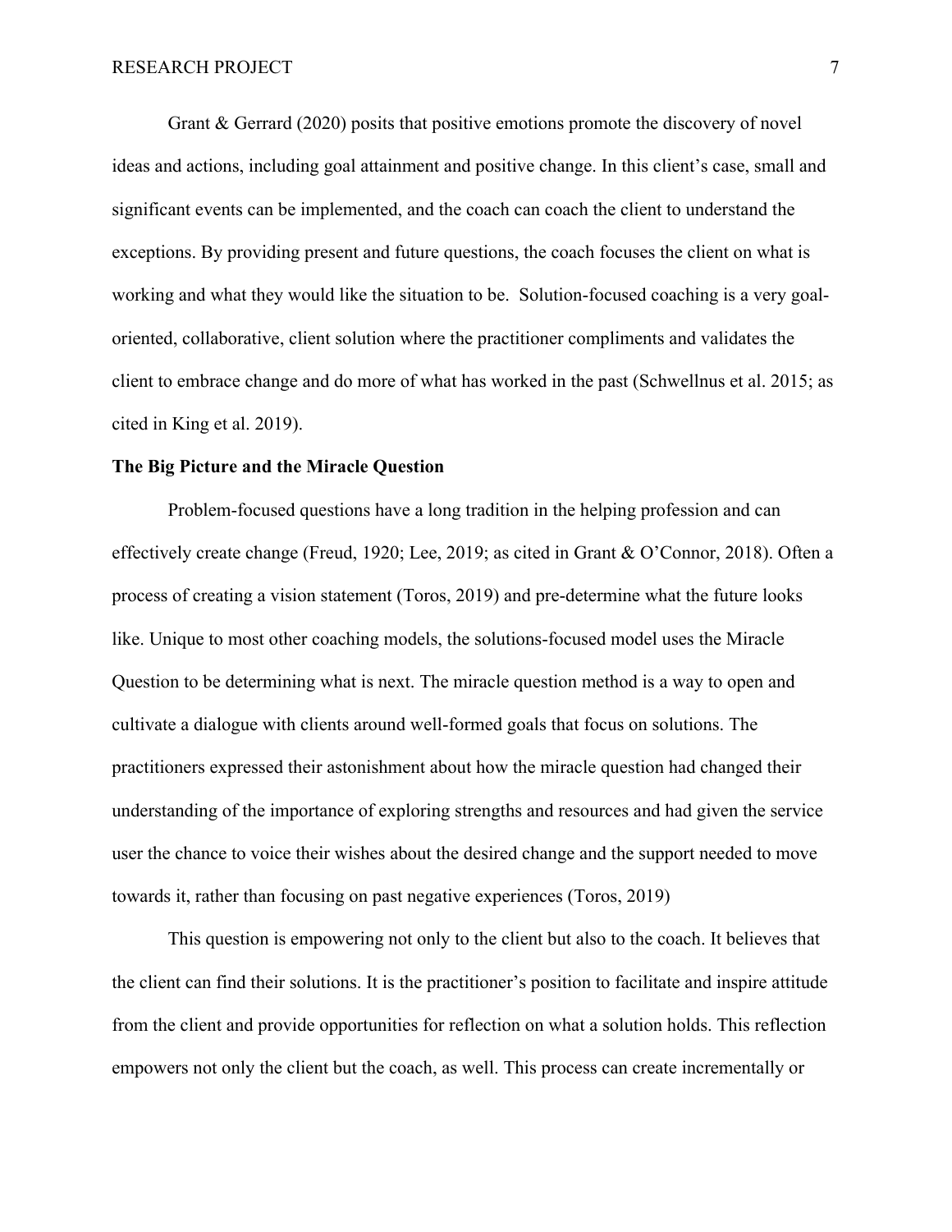Grant & Gerrard (2020) posits that positive emotions promote the discovery of novel ideas and actions, including goal attainment and positive change. In this client's case, small and significant events can be implemented, and the coach can coach the client to understand the exceptions. By providing present and future questions, the coach focuses the client on what is working and what they would like the situation to be. Solution-focused coaching is a very goal-oriented, collaborative, client solution where the practitioner compliments and validates the client to embrace change and do more of what has worked in the past (Schwellnus et al. 2015; as cited in King et al. 2019).

**The Big Picture and the Miracle Question**

Problem-focused questions have a long tradition in the helping profession and can effectively create change (Freud, 1920; Lee, 2019; as cited in Grant & O'Connor, 2018). Often a process of creating a vision statement (Toros, 2019) and pre-determine what the future looks like. Unique to most other coaching models, the solutions-focused model uses the Miracle Question to be determining what is next. The miracle question method is a way to open and cultivate a dialogue with clients around well-formed goals that focus on solutions. The practitioners expressed their astonishment about how the miracle question had changed their understanding of the importance of exploring strengths and resources and had given the service user the chance to voice their wishes about the desired change and the support needed to move towards it, rather than focusing on past negative experiences (Toros, 2019)

This question is empowering not only to the client but also to the coach. It believes that the client can find their solutions. It is the practitioner's position to facilitate and inspire attitude from the client and provide opportunities for reflection on what a solution holds. This reflection empowers not only the client but the coach, as well. This process can create incrementally or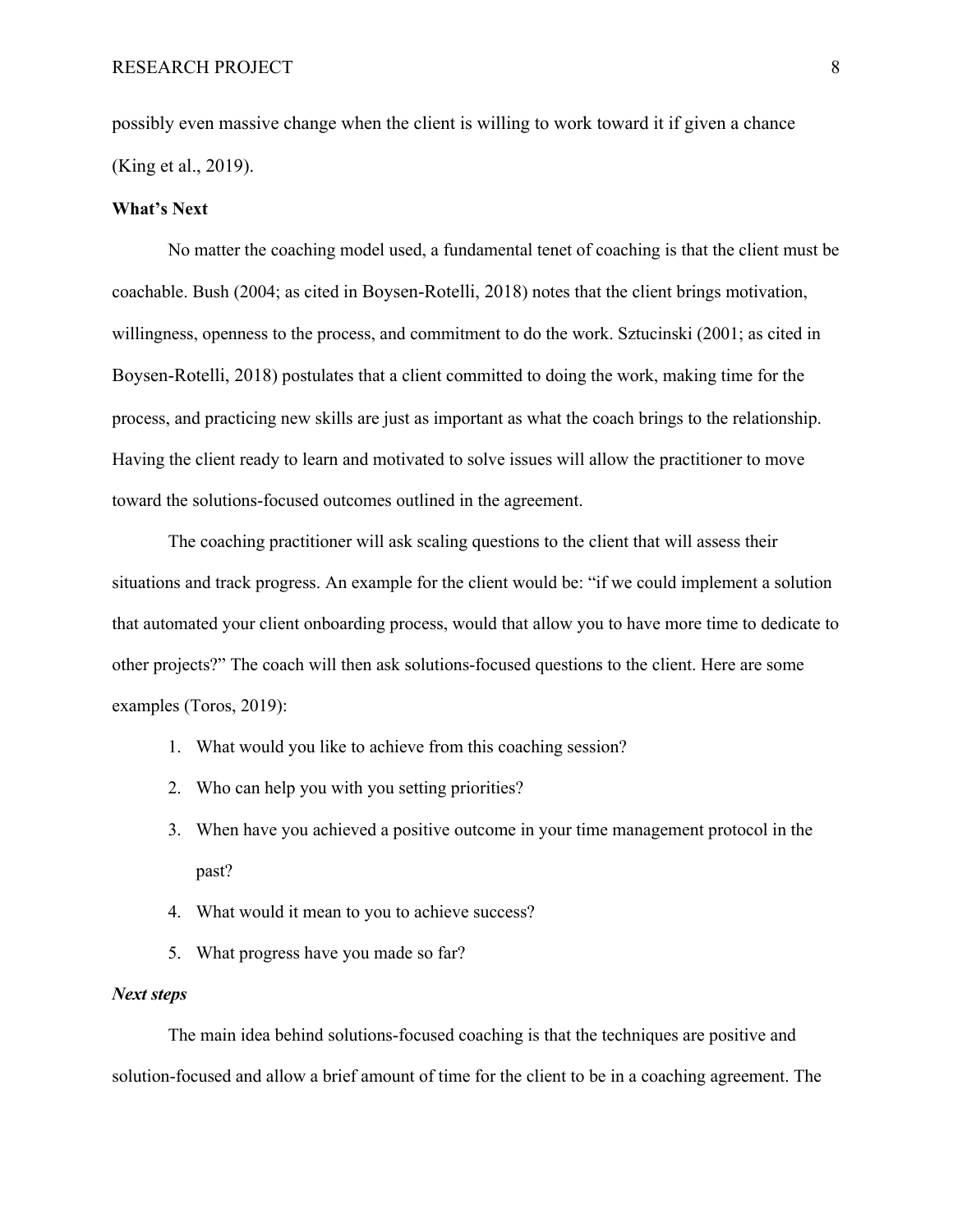possibly even massive change when the client is willing to work toward it if given a chance (King et al., 2019).

**What's Next**

No matter the coaching model used, a fundamental tenet of coaching is that the client must be coachable. Bush (2004; as cited in Boysen-Rotelli, 2018) notes that the client brings motivation, willingness, openness to the process, and commitment to do the work. Sztucinski (2001; as cited in Boysen-Rotelli, 2018) postulates that a client committed to doing the work, making time for the process, and practicing new skills are just as important as what the coach brings to the relationship. Having the client ready to learn and motivated to solve issues will allow the practitioner to move toward the solutions-focused outcomes outlined in the agreement.

The coaching practitioner will ask scaling questions to the client that will assess their situations and track progress. An example for the client would be: "if we could implement a solution that automated your client onboarding process, would that allow you to have more time to dedicate to other projects?" The coach will then ask solutions-focused questions to the client. Here are some examples (Toros, 2019):

1. What would you like to achieve from this coaching session?
2. Who can help you with you setting priorities?
3. When have you achieved a positive outcome in your time management protocol in the past?
4. What would it mean to you to achieve success?
5. What progress have you made so far?

***Next steps***

The main idea behind solutions-focused coaching is that the techniques are positive and solution-focused and allow a brief amount of time for the client to be in a coaching agreement. The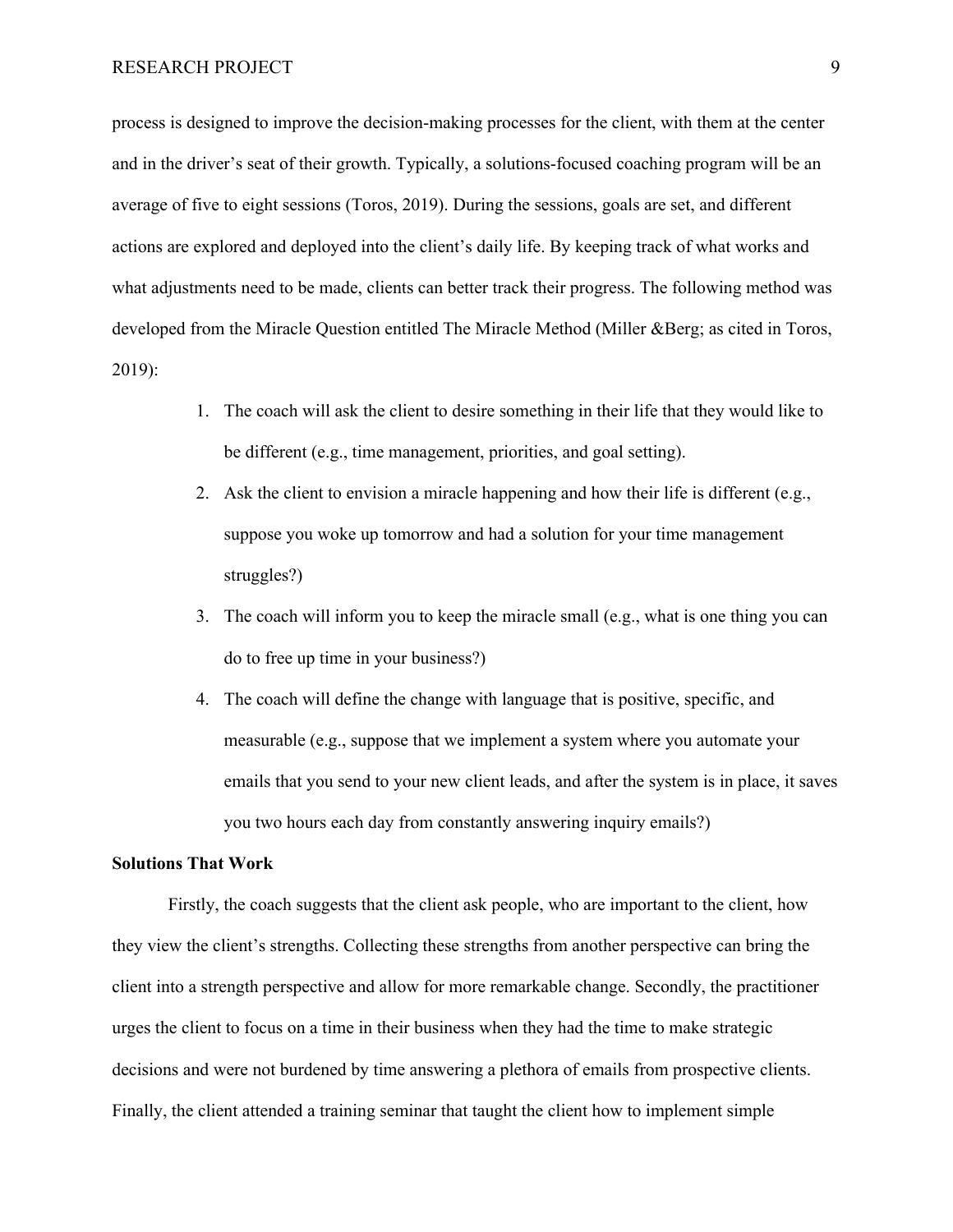process is designed to improve the decision-making processes for the client, with them at the center and in the driver's seat of their growth. Typically, a solutions-focused coaching program will be an average of five to eight sessions (Toros, 2019). During the sessions, goals are set, and different actions are explored and deployed into the client's daily life. By keeping track of what works and what adjustments need to be made, clients can better track their progress. The following method was developed from the Miracle Question entitled The Miracle Method (Miller &Berg; as cited in Toros, 2019):

1. The coach will ask the client to desire something in their life that they would like to be different (e.g., time management, priorities, and goal setting).
2. Ask the client to envision a miracle happening and how their life is different (e.g., suppose you woke up tomorrow and had a solution for your time management struggles?)
3. The coach will inform you to keep the miracle small (e.g., what is one thing you can do to free up time in your business?)
4. The coach will define the change with language that is positive, specific, and measurable (e.g., suppose that we implement a system where you automate your emails that you send to your new client leads, and after the system is in place, it saves you two hours each day from constantly answering inquiry emails?)

**Solutions That Work**

Firstly, the coach suggests that the client ask people, who are important to the client, how they view the client's strengths. Collecting these strengths from another perspective can bring the client into a strength perspective and allow for more remarkable change. Secondly, the practitioner urges the client to focus on a time in their business when they had the time to make strategic decisions and were not burdened by time answering a plethora of emails from prospective clients. Finally, the client attended a training seminar that taught the client how to implement simple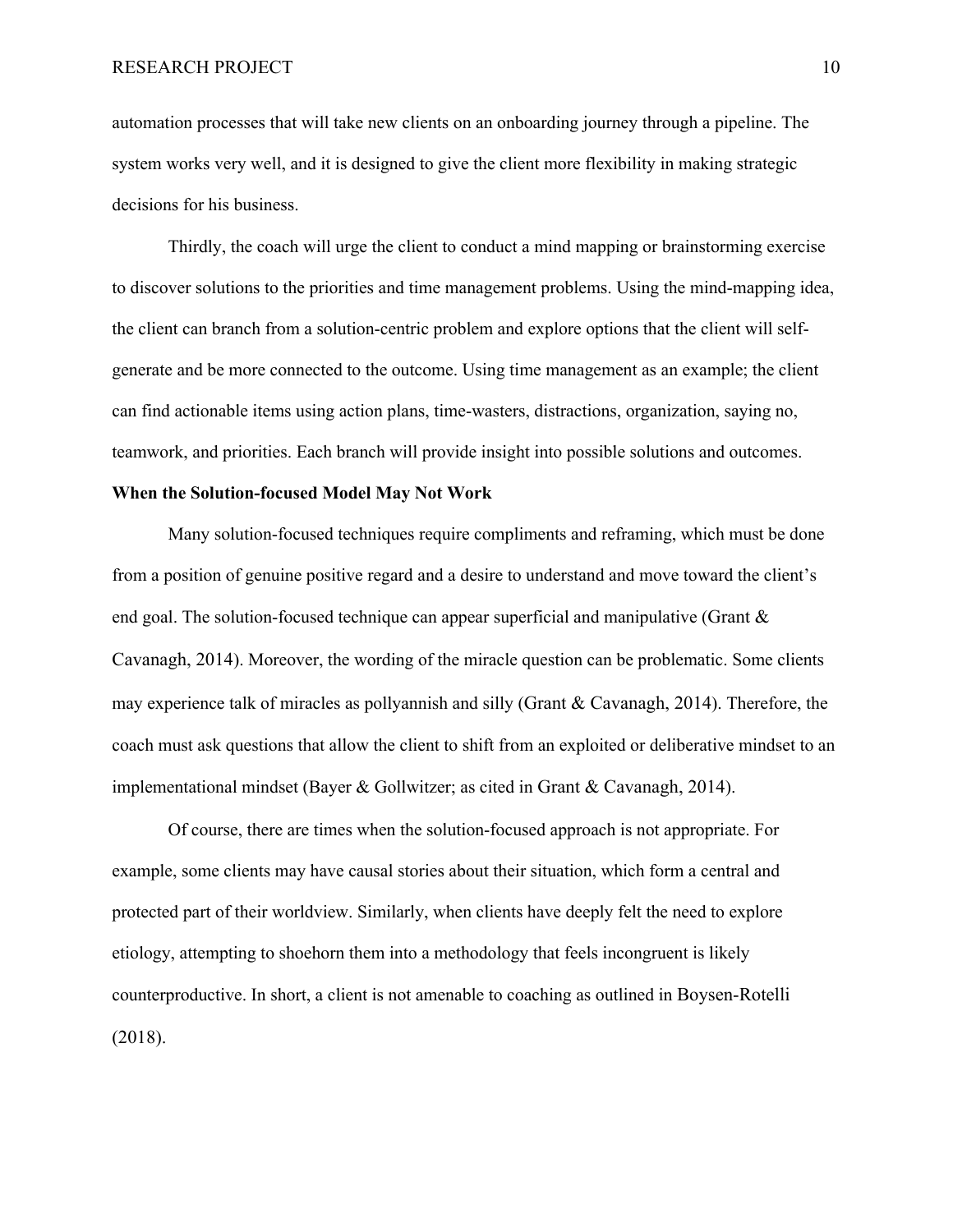automation processes that will take new clients on an onboarding journey through a pipeline. The system works very well, and it is designed to give the client more flexibility in making strategic decisions for his business.

Thirdly, the coach will urge the client to conduct a mind mapping or brainstorming exercise to discover solutions to the priorities and time management problems. Using the mind-mapping idea, the client can branch from a solution-centric problem and explore options that the client will self-generate and be more connected to the outcome. Using time management as an example; the client can find actionable items using action plans, time-wasters, distractions, organization, saying no, teamwork, and priorities. Each branch will provide insight into possible solutions and outcomes.

**When the Solution-focused Model May Not Work**

Many solution-focused techniques require compliments and reframing, which must be done from a position of genuine positive regard and a desire to understand and move toward the client's end goal. The solution-focused technique can appear superficial and manipulative (Grant & Cavanagh, 2014). Moreover, the wording of the miracle question can be problematic. Some clients may experience talk of miracles as pollyannish and silly (Grant & Cavanagh, 2014). Therefore, the coach must ask questions that allow the client to shift from an exploited or deliberative mindset to an implementational mindset (Bayer & Gollwitzer; as cited in Grant & Cavanagh, 2014).

Of course, there are times when the solution-focused approach is not appropriate. For example, some clients may have causal stories about their situation, which form a central and protected part of their worldview. Similarly, when clients have deeply felt the need to explore etiology, attempting to shoehorn them into a methodology that feels incongruent is likely counterproductive. In short, a client is not amenable to coaching as outlined in Boysen-Rotelli (2018).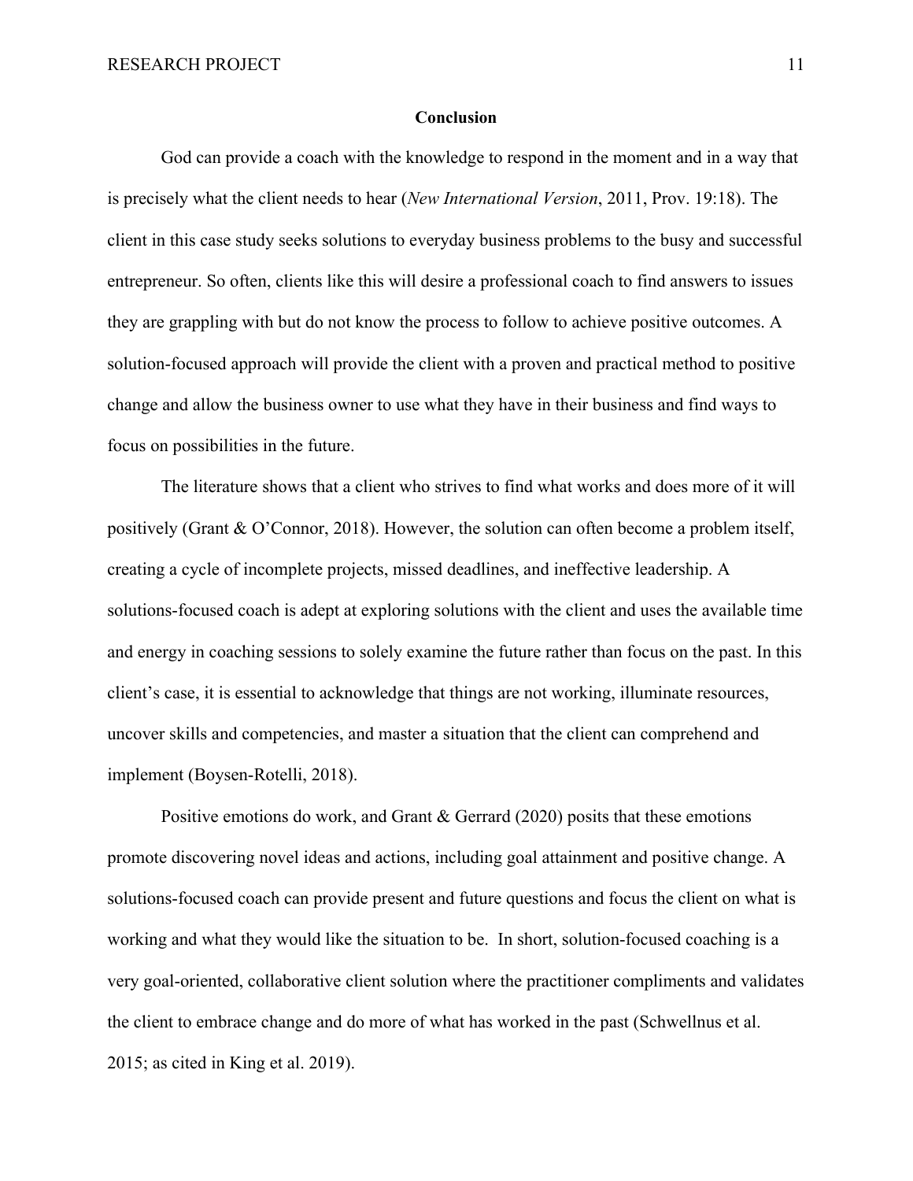**Conclusion**

God can provide a coach with the knowledge to respond in the moment and in a way that is precisely what the client needs to hear (*New International Version*, 2011, Prov. 19:18). The client in this case study seeks solutions to everyday business problems to the busy and successful entrepreneur. So often, clients like this will desire a professional coach to find answers to issues they are grappling with but do not know the process to follow to achieve positive outcomes. A solution-focused approach will provide the client with a proven and practical method to positive change and allow the business owner to use what they have in their business and find ways to focus on possibilities in the future.

The literature shows that a client who strives to find what works and does more of it will positively (Grant & O'Connor, 2018). However, the solution can often become a problem itself, creating a cycle of incomplete projects, missed deadlines, and ineffective leadership. A solutions-focused coach is adept at exploring solutions with the client and uses the available time and energy in coaching sessions to solely examine the future rather than focus on the past. In this client's case, it is essential to acknowledge that things are not working, illuminate resources, uncover skills and competencies, and master a situation that the client can comprehend and implement (Boysen-Rotelli, 2018).

Positive emotions do work, and Grant & Gerrard (2020) posits that these emotions promote discovering novel ideas and actions, including goal attainment and positive change. A solutions-focused coach can provide present and future questions and focus the client on what is working and what they would like the situation to be. In short, solution-focused coaching is a very goal-oriented, collaborative client solution where the practitioner compliments and validates the client to embrace change and do more of what has worked in the past (Schwellnus et al. 2015; as cited in King et al. 2019).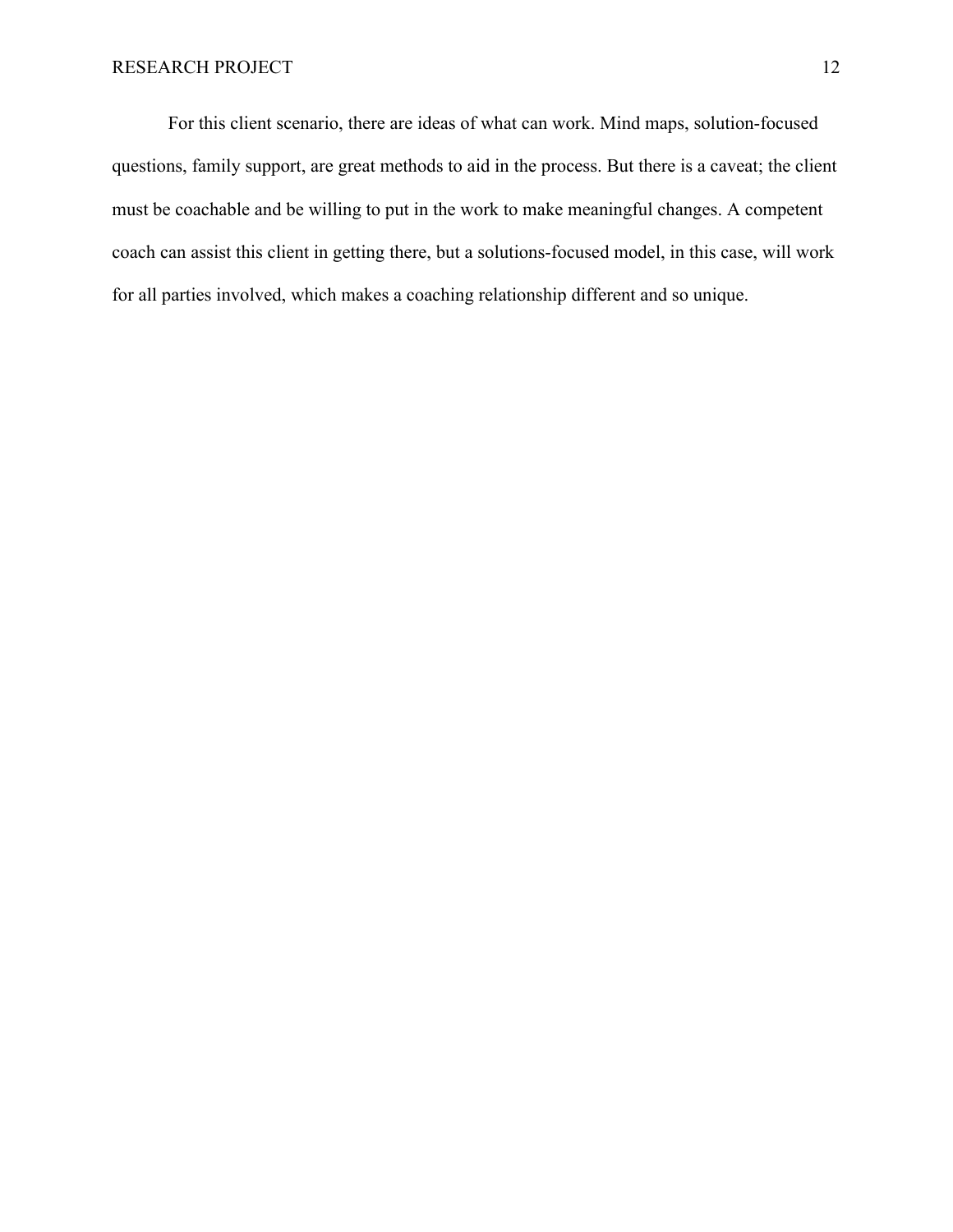For this client scenario, there are ideas of what can work. Mind maps, solution-focused questions, family support, are great methods to aid in the process. But there is a caveat; the client must be coachable and be willing to put in the work to make meaningful changes. A competent coach can assist this client in getting there, but a solutions-focused model, in this case, will work for all parties involved, which makes a coaching relationship different and so unique.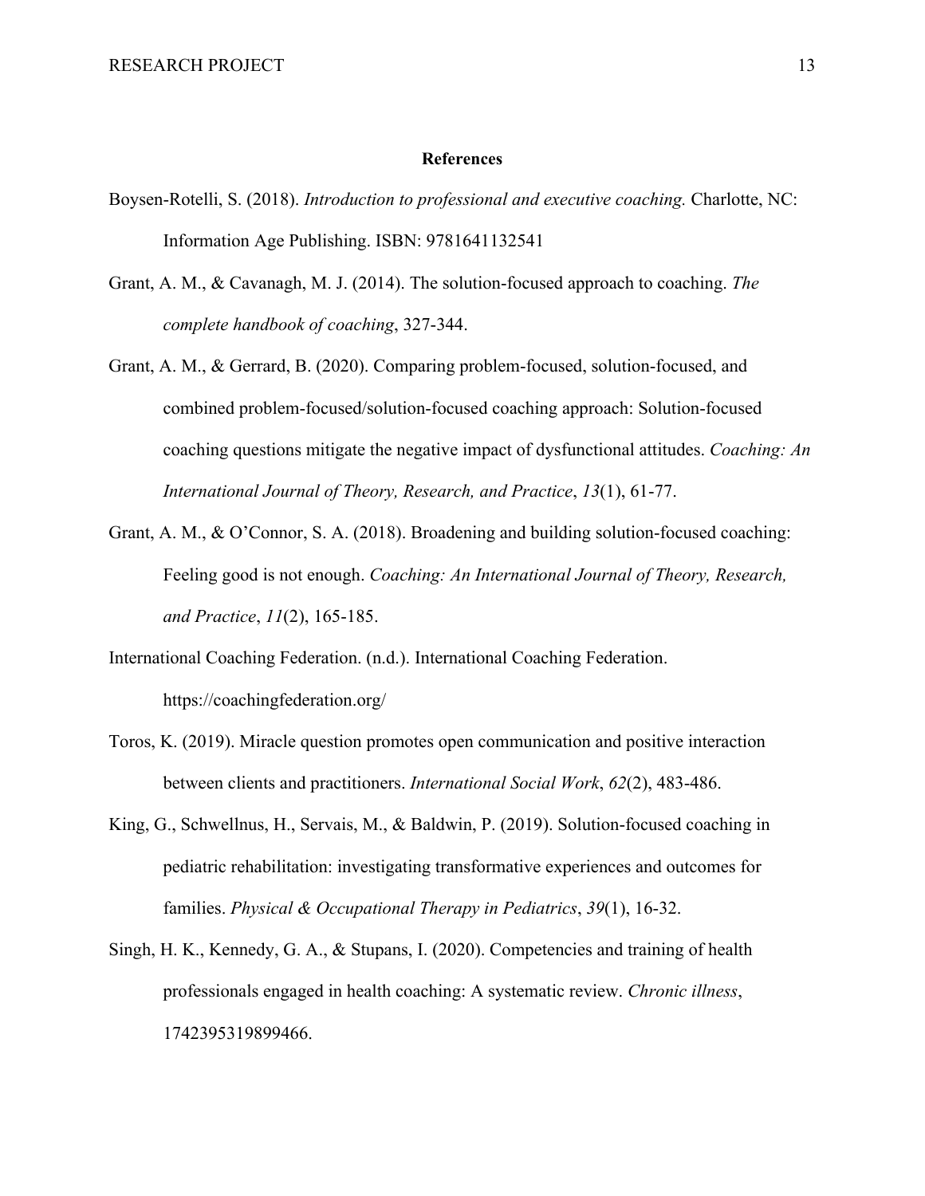## References

Boysen-Rotelli, S. (2018). *Introduction to professional and executive coaching.* Charlotte, NC: Information Age Publishing. ISBN: 9781641132541

Grant, A. M., & Cavanagh, M. J. (2014). The solution-focused approach to coaching. *The complete handbook of coaching*, 327-344.

Grant, A. M., & Gerrard, B. (2020). Comparing problem-focused, solution-focused, and combined problem-focused/solution-focused coaching approach: Solution-focused coaching questions mitigate the negative impact of dysfunctional attitudes. *Coaching: An International Journal of Theory, Research, and Practice*, *13*(1), 61-77.

Grant, A. M., & O'Connor, S. A. (2018). Broadening and building solution-focused coaching: Feeling good is not enough. *Coaching: An International Journal of Theory, Research, and Practice*, *11*(2), 165-185.

International Coaching Federation. (n.d.). International Coaching Federation. https://coachingfederation.org/

Toros, K. (2019). Miracle question promotes open communication and positive interaction between clients and practitioners. *International Social Work*, *62*(2), 483-486.

King, G., Schwellnus, H., Servais, M., & Baldwin, P. (2019). Solution-focused coaching in pediatric rehabilitation: investigating transformative experiences and outcomes for families. *Physical & Occupational Therapy in Pediatrics*, *39*(1), 16-32.

Singh, H. K., Kennedy, G. A., & Stupans, I. (2020). Competencies and training of health professionals engaged in health coaching: A systematic review. *Chronic illness*, 1742395319899466.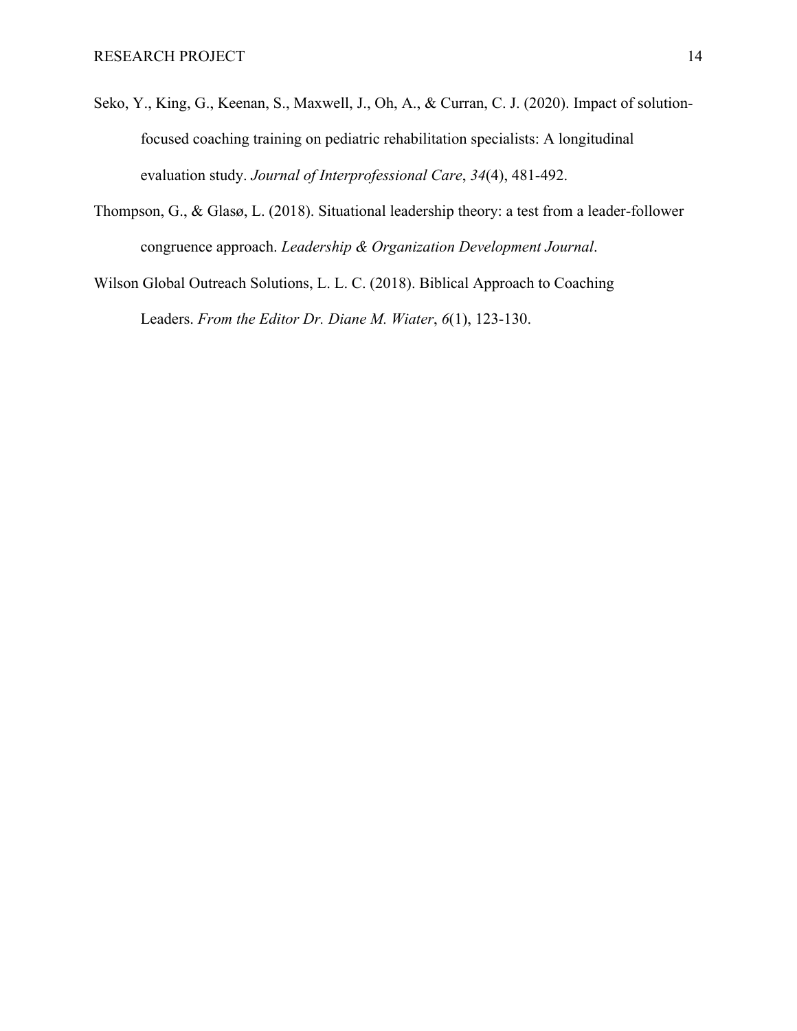Seko, Y., King, G., Keenan, S., Maxwell, J., Oh, A., & Curran, C. J. (2020). Impact of solution-focused coaching training on pediatric rehabilitation specialists: A longitudinal evaluation study. *Journal of Interprofessional Care*, *34*(4), 481-492.

Thompson, G., & Glasø, L. (2018). Situational leadership theory: a test from a leader-follower congruence approach. *Leadership & Organization Development Journal*.

Wilson Global Outreach Solutions, L. L. C. (2018). Biblical Approach to Coaching Leaders. *From the Editor Dr. Diane M. Wiater*, *6*(1), 123-130.